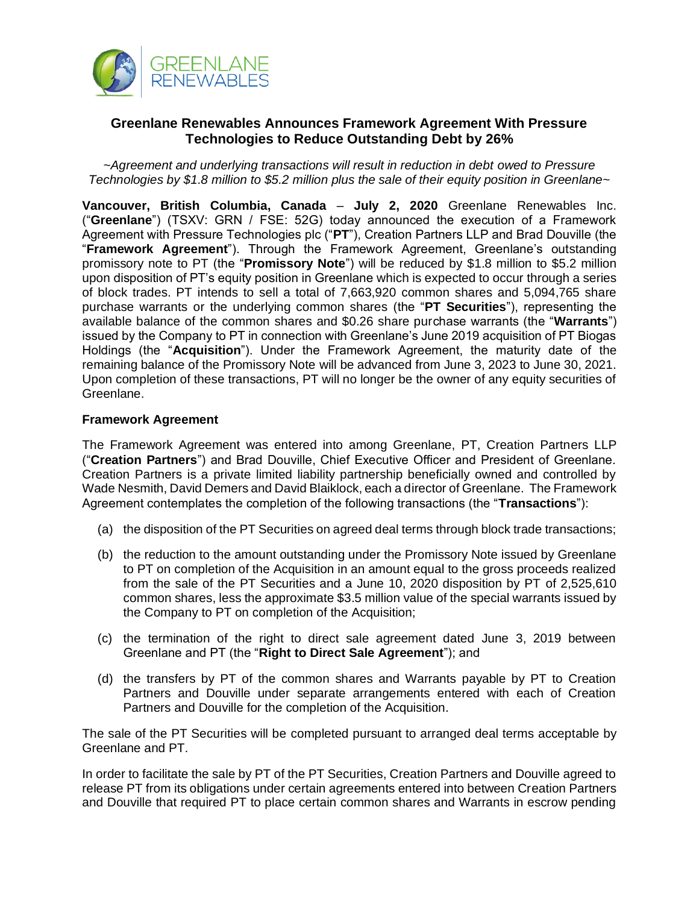# Greenlane Renewables Announces Framework Agreement With Pressure Technologies to Reduce Outstanding Debt by 26%

*~Agreement and underlying transactions will result in reduction in debt owed to Pressure Technologies by $1.8 million to $5.2 million plus the sale of their equity position in Greenlane~*

**Vancouver, British Columbia, Canada** – **July 2, 2020** Greenlane Renewables Inc. ("**Greenlane**") (TSXV: GRN / FSE: 52G) today announced the execution of a Framework Agreement with Pressure Technologies plc ("**PT**"), Creation Partners LLP and Brad Douville (the "**Framework Agreement**"). Through the Framework Agreement, Greenlane's outstanding promissory note to PT (the "**Promissory Note**") will be reduced by $1.8 million to $5.2 million upon disposition of PT's equity position in Greenlane which is expected to occur through a series of block trades. PT intends to sell a total of 7,663,920 common shares and 5,094,765 share purchase warrants or the underlying common shares (the "**PT Securities**"), representing the available balance of the common shares and $0.26 share purchase warrants (the "**Warrants**") issued by the Company to PT in connection with Greenlane's June 2019 acquisition of PT Biogas Holdings (the "**Acquisition**"). Under the Framework Agreement, the maturity date of the remaining balance of the Promissory Note will be advanced from June 3, 2023 to June 30, 2021. Upon completion of these transactions, PT will no longer be the owner of any equity securities of Greenlane.

**Framework Agreement**

The Framework Agreement was entered into among Greenlane, PT, Creation Partners LLP ("**Creation Partners**") and Brad Douville, Chief Executive Officer and President of Greenlane. Creation Partners is a private limited liability partnership beneficially owned and controlled by Wade Nesmith, David Demers and David Blaiklock, each a director of Greenlane. The Framework Agreement contemplates the completion of the following transactions (the "**Transactions**"):

(a) the disposition of the PT Securities on agreed deal terms through block trade transactions;

(b) the reduction to the amount outstanding under the Promissory Note issued by Greenlane to PT on completion of the Acquisition in an amount equal to the gross proceeds realized from the sale of the PT Securities and a June 10, 2020 disposition by PT of 2,525,610 common shares, less the approximate $3.5 million value of the special warrants issued by the Company to PT on completion of the Acquisition;

(c) the termination of the right to direct sale agreement dated June 3, 2019 between Greenlane and PT (the "**Right to Direct Sale Agreement**"); and

(d) the transfers by PT of the common shares and Warrants payable by PT to Creation Partners and Douville under separate arrangements entered with each of Creation Partners and Douville for the completion of the Acquisition.

The sale of the PT Securities will be completed pursuant to arranged deal terms acceptable by Greenlane and PT.

In order to facilitate the sale by PT of the PT Securities, Creation Partners and Douville agreed to release PT from its obligations under certain agreements entered into between Creation Partners and Douville that required PT to place certain common shares and Warrants in escrow pending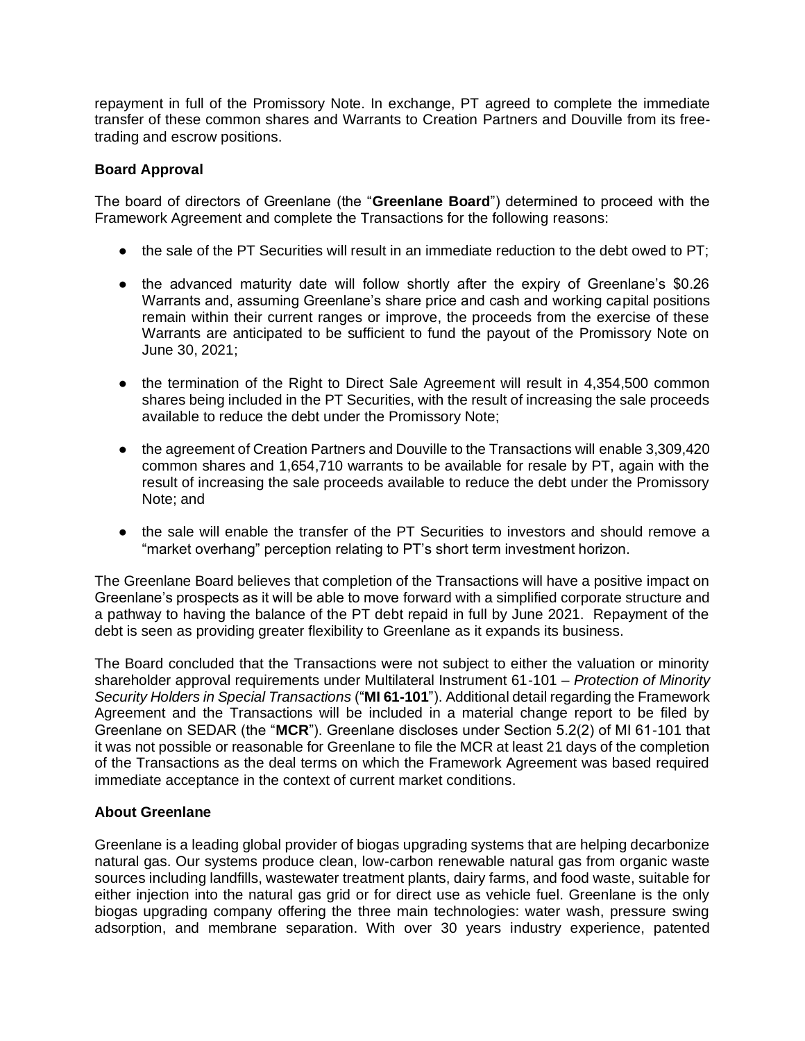repayment in full of the Promissory Note. In exchange, PT agreed to complete the immediate transfer of these common shares and Warrants to Creation Partners and Douville from its free-trading and escrow positions.

### Board Approval

The board of directors of Greenlane (the "**Greenlane Board**") determined to proceed with the Framework Agreement and complete the Transactions for the following reasons:

- the sale of the PT Securities will result in an immediate reduction to the debt owed to PT;
- the advanced maturity date will follow shortly after the expiry of Greenlane's $0.26 Warrants and, assuming Greenlane's share price and cash and working capital positions remain within their current ranges or improve, the proceeds from the exercise of these Warrants are anticipated to be sufficient to fund the payout of the Promissory Note on June 30, 2021;
- the termination of the Right to Direct Sale Agreement will result in 4,354,500 common shares being included in the PT Securities, with the result of increasing the sale proceeds available to reduce the debt under the Promissory Note;
- the agreement of Creation Partners and Douville to the Transactions will enable 3,309,420 common shares and 1,654,710 warrants to be available for resale by PT, again with the result of increasing the sale proceeds available to reduce the debt under the Promissory Note; and
- the sale will enable the transfer of the PT Securities to investors and should remove a "market overhang" perception relating to PT's short term investment horizon.

The Greenlane Board believes that completion of the Transactions will have a positive impact on Greenlane's prospects as it will be able to move forward with a simplified corporate structure and a pathway to having the balance of the PT debt repaid in full by June 2021. Repayment of the debt is seen as providing greater flexibility to Greenlane as it expands its business.

The Board concluded that the Transactions were not subject to either the valuation or minority shareholder approval requirements under Multilateral Instrument 61-101 – *Protection of Minority Security Holders in Special Transactions* ("**MI 61-101**"). Additional detail regarding the Framework Agreement and the Transactions will be included in a material change report to be filed by Greenlane on SEDAR (the "**MCR**"). Greenlane discloses under Section 5.2(2) of MI 61-101 that it was not possible or reasonable for Greenlane to file the MCR at least 21 days of the completion of the Transactions as the deal terms on which the Framework Agreement was based required immediate acceptance in the context of current market conditions.

### About Greenlane

Greenlane is a leading global provider of biogas upgrading systems that are helping decarbonize natural gas. Our systems produce clean, low-carbon renewable natural gas from organic waste sources including landfills, wastewater treatment plants, dairy farms, and food waste, suitable for either injection into the natural gas grid or for direct use as vehicle fuel. Greenlane is the only biogas upgrading company offering the three main technologies: water wash, pressure swing adsorption, and membrane separation. With over 30 years industry experience, patented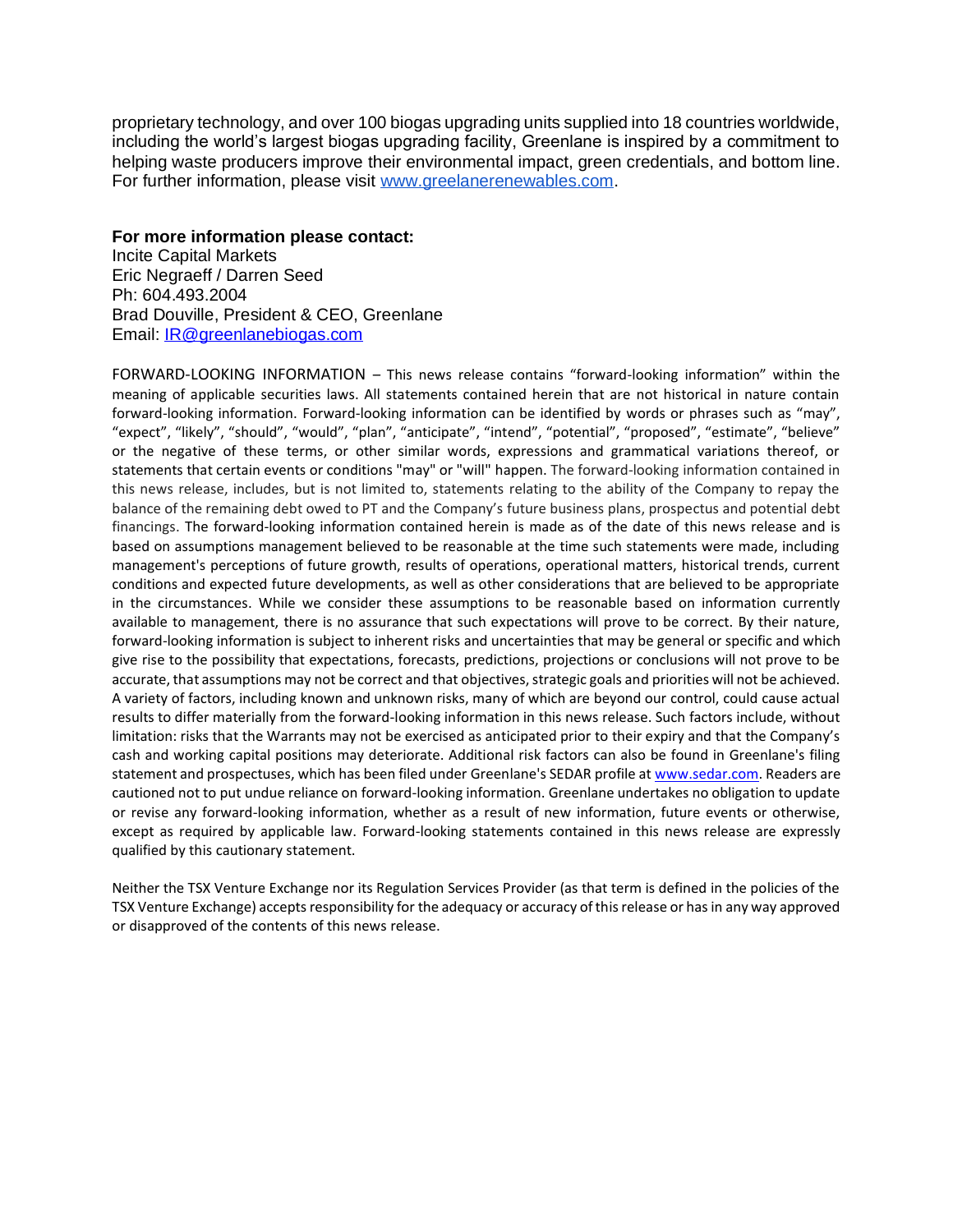proprietary technology, and over 100 biogas upgrading units supplied into 18 countries worldwide, including the world's largest biogas upgrading facility, Greenlane is inspired by a commitment to helping waste producers improve their environmental impact, green credentials, and bottom line. For further information, please visit [www.greelanerenewables.com](www.greelanerenewables.com).

**For more information please contact:**
Incite Capital Markets
Eric Negraeff / Darren Seed
Ph: 604.493.2004
Brad Douville, President & CEO, Greenlane
Email: [IR@greenlanebiogas.com](mailto:IR@greenlanebiogas.com)

FORWARD-LOOKING INFORMATION – This news release contains "forward-looking information" within the meaning of applicable securities laws. All statements contained herein that are not historical in nature contain forward-looking information. Forward-looking information can be identified by words or phrases such as "may", "expect", "likely", "should", "would", "plan", "anticipate", "intend", "potential", "proposed", "estimate", "believe" or the negative of these terms, or other similar words, expressions and grammatical variations thereof, or statements that certain events or conditions "may" or "will" happen. The forward-looking information contained in this news release, includes, but is not limited to, statements relating to the ability of the Company to repay the balance of the remaining debt owed to PT and the Company's future business plans, prospectus and potential debt financings. The forward-looking information contained herein is made as of the date of this news release and is based on assumptions management believed to be reasonable at the time such statements were made, including management's perceptions of future growth, results of operations, operational matters, historical trends, current conditions and expected future developments, as well as other considerations that are believed to be appropriate in the circumstances. While we consider these assumptions to be reasonable based on information currently available to management, there is no assurance that such expectations will prove to be correct. By their nature, forward-looking information is subject to inherent risks and uncertainties that may be general or specific and which give rise to the possibility that expectations, forecasts, predictions, projections or conclusions will not prove to be accurate, that assumptions may not be correct and that objectives, strategic goals and priorities will not be achieved. A variety of factors, including known and unknown risks, many of which are beyond our control, could cause actual results to differ materially from the forward-looking information in this news release. Such factors include, without limitation: risks that the Warrants may not be exercised as anticipated prior to their expiry and that the Company's cash and working capital positions may deteriorate. Additional risk factors can also be found in Greenlane's filing statement and prospectuses, which has been filed under Greenlane's SEDAR profile at [www.sedar.com](www.sedar.com). Readers are cautioned not to put undue reliance on forward-looking information. Greenlane undertakes no obligation to update or revise any forward-looking information, whether as a result of new information, future events or otherwise, except as required by applicable law. Forward-looking statements contained in this news release are expressly qualified by this cautionary statement.

Neither the TSX Venture Exchange nor its Regulation Services Provider (as that term is defined in the policies of the TSX Venture Exchange) accepts responsibility for the adequacy or accuracy of this release or has in any way approved or disapproved of the contents of this news release.